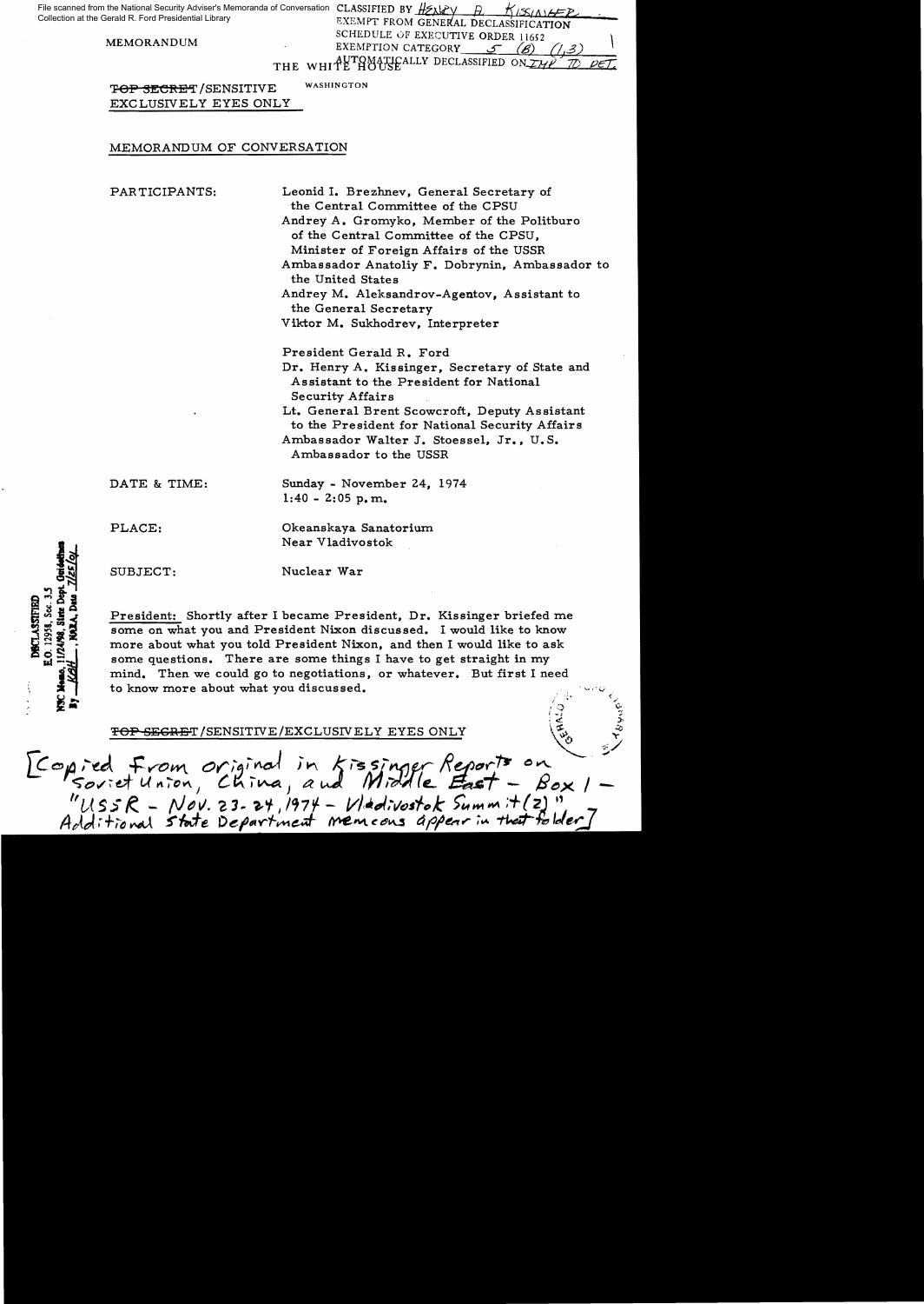File scanned from the National Security Adviser's Memoranda of Conversation Collection at the Gerald R. Ford Presidential Library

CLASSIFIED BY HENRY A. KISSINGER
EXEMPT FROM GENERAL DECLASSIFICATION SCHEDULE OF EXECUTIVE ORDER 11652
EXEMPTION CATEGORY 5 (B) (1,3)
AUTOMATICALLY DECLASSIFIED ON IMP TO DET.

MEMORANDUM

THE WHITE HOUSE

WASHINGTON

~~TOP SECRET~~/SENSITIVE
EXCLUSIVELY EYES ONLY

MEMORANDUM OF CONVERSATION

PARTICIPANTS:

Leonid I. Brezhnev, General Secretary of the Central Committee of the CPSU
Andrey A. Gromyko, Member of the Politburo of the Central Committee of the CPSU, Minister of Foreign Affairs of the USSR
Ambassador Anatoliy F. Dobrynin, Ambassador to the United States
Andrey M. Aleksandrov-Agentov, Assistant to the General Secretary
Viktor M. Sukhodrev, Interpreter

President Gerald R. Ford
Dr. Henry A. Kissinger, Secretary of State and Assistant to the President for National Security Affairs
Lt. General Brent Scowcroft, Deputy Assistant to the President for National Security Affairs
Ambassador Walter J. Stoessel, Jr., U.S. Ambassador to the USSR

DATE & TIME: Sunday - November 24, 1974
1:40 - 2:05 p.m.

PLACE: Okeanskaya Sanatorium
Near Vladivostok

SUBJECT: Nuclear War

DECLASSIFIED
E.O. 12958, Sec. 3.5
NSC Memo, 11/24/98, State Dept. Guidelines
By KBH, NARA, Date 7/25/01

President: Shortly after I became President, Dr. Kissinger briefed me some on what you and President Nixon discussed. I would like to know more about what you told President Nixon, and then I would like to ask some questions. There are some things I have to get straight in my mind. Then we could go to negotiations, or whatever. But first I need to know more about what you discussed.

~~TOP SECRET~~/SENSITIVE/EXCLUSIVELY EYES ONLY

[Copied from original in Kissinger Reports on Soviet Union, China, and Middle East - Box 1 - "USSR - Nov. 23-24, 1974 - Vladivostok Summit (2)" Additional State Department memcons appear in that folder]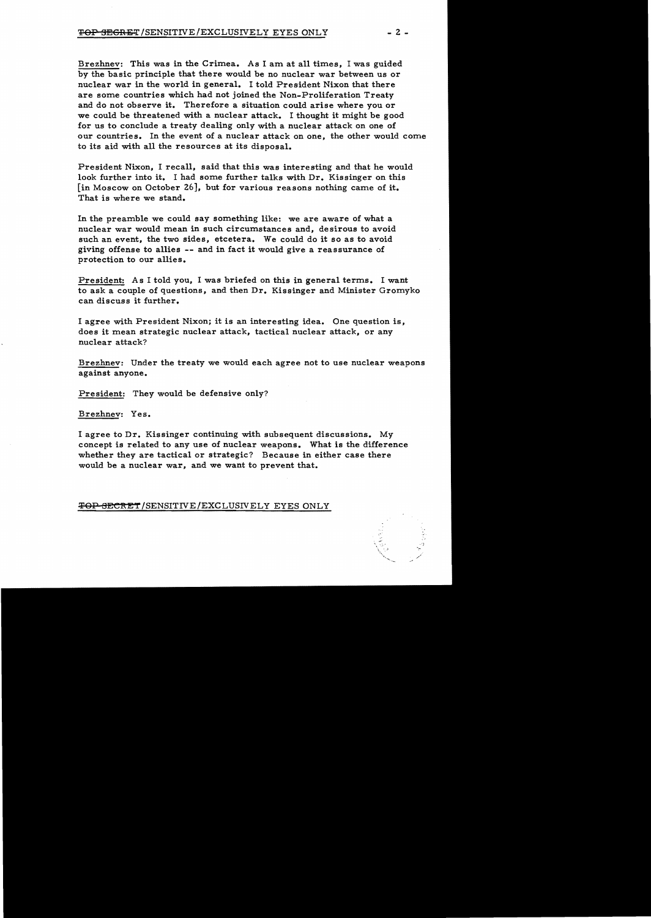Brezhnev: This was in the Crimea. As I am at all times, I was guided by the basic principle that there would be no nuclear war between us or nuclear war in the world in general. I told President Nixon that there are some countries which had not joined the Non-Proliferation Treaty and do not observe it. Therefore a situation could arise where you or we could be threatened with a nuclear attack. I thought it might be good for us to conclude a treaty dealing only with a nuclear attack on one of our countries. In the event of a nuclear attack on one, the other would come to its aid with all the resources at its disposal.

President Nixon, I recall, said that this was interesting and that he would look further into it. I had some further talks with Dr. Kissinger on this [in Moscow on October 26], but for various reasons nothing came of it. That is where we stand.

In the preamble we could say something like: we are aware of what a nuclear war would mean in such circumstances and, desirous to avoid such an event, the two sides, etcetera. We could do it so as to avoid giving offense to allies -- and in fact it would give a reassurance of protection to our allies.

President: As I told you, I was briefed on this in general terms. I want to ask a couple of questions, and then Dr. Kissinger and Minister Gromyko can discuss it further.

I agree with President Nixon; it is an interesting idea. One question is, does it mean strategic nuclear attack, tactical nuclear attack, or any nuclear attack?

Brezhnev: Under the treaty we would each agree not to use nuclear weapons against anyone.

President: They would be defensive only?

Brezhnev: Yes.

I agree to Dr. Kissinger continuing with subsequent discussions. My concept is related to any use of nuclear weapons. What is the difference whether they are tactical or strategic? Because in either case there would be a nuclear war, and we want to prevent that.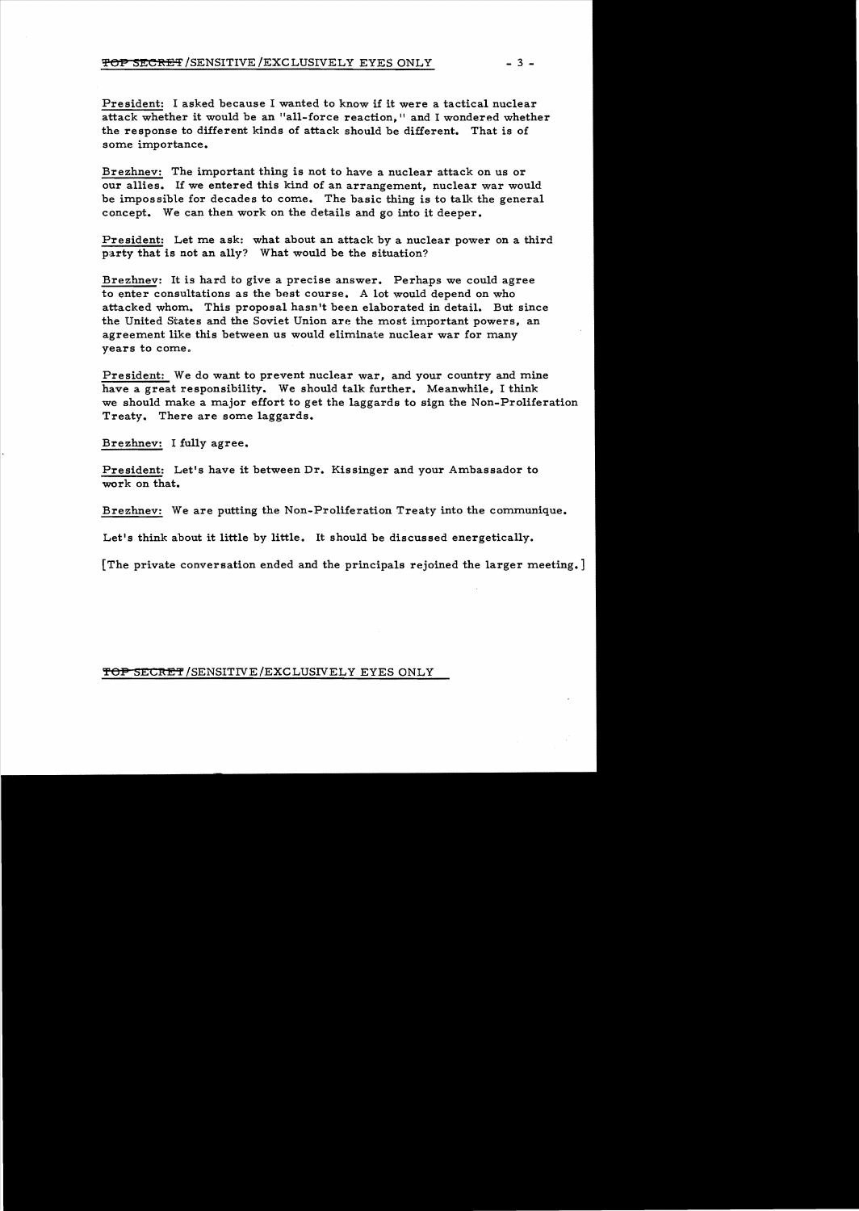President: I asked because I wanted to know if it were a tactical nuclear attack whether it would be an "all-force reaction," and I wondered whether the response to different kinds of attack should be different. That is of some importance.

Brezhnev: The important thing is not to have a nuclear attack on us or our allies. If we entered this kind of an arrangement, nuclear war would be impossible for decades to come. The basic thing is to talk the general concept. We can then work on the details and go into it deeper.

President: Let me ask: what about an attack by a nuclear power on a third party that is not an ally? What would be the situation?

Brezhnev: It is hard to give a precise answer. Perhaps we could agree to enter consultations as the best course. A lot would depend on who attacked whom. This proposal hasn't been elaborated in detail. But since the United States and the Soviet Union are the most important powers, an agreement like this between us would eliminate nuclear war for many years to come.

President: We do want to prevent nuclear war, and your country and mine have a great responsibility. We should talk further. Meanwhile, I think we should make a major effort to get the laggards to sign the Non-Proliferation Treaty. There are some laggards.

Brezhnev: I fully agree.

President: Let's have it between Dr. Kissinger and your Ambassador to work on that.

Brezhnev: We are putting the Non-Proliferation Treaty into the communique.

Let's think about it little by little. It should be discussed energetically.

[The private conversation ended and the principals rejoined the larger meeting.]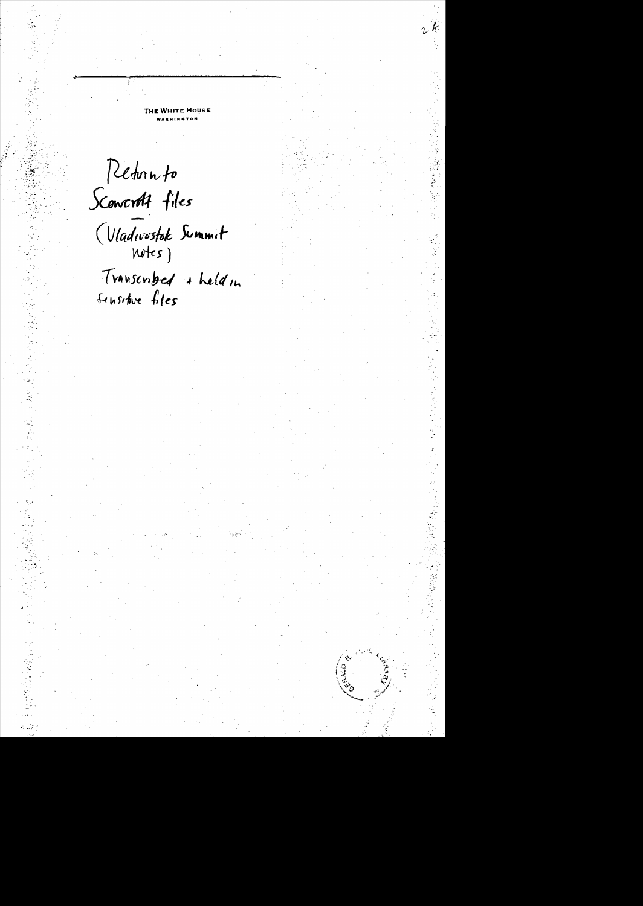THE WHITE HOUSE
WASHINGTON

Return to
Scowcroft files

(Vladivostok Summit
notes)

Transcribed + held in
sensitive files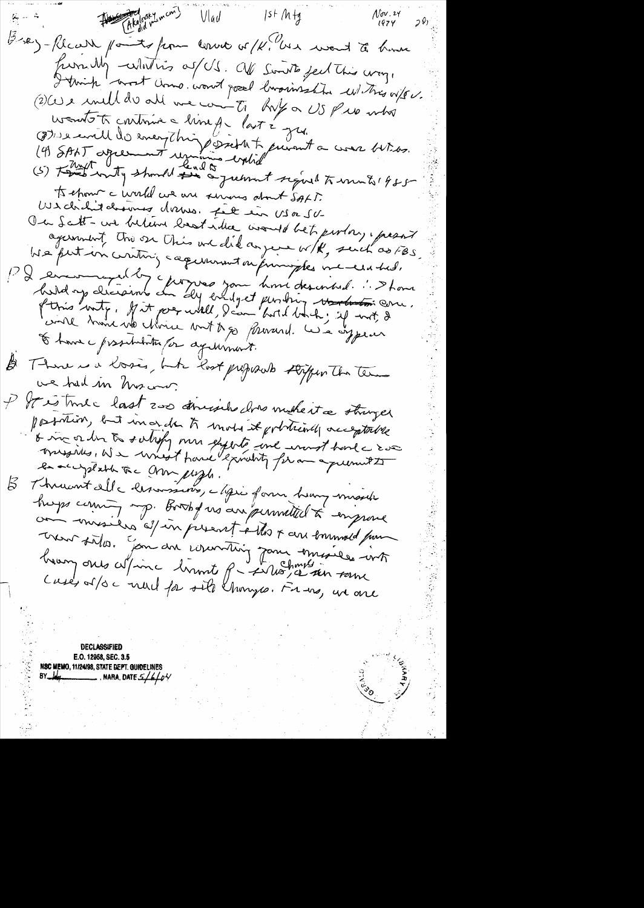[Akalovsky did memcon] Vlad 1st Mtg Nov. 24 1974

B - Recall points from conv w/K. We want to have friendly relations w/US. All Soviets feel this way. I think most Amer. want good brainsides relations w/SU. (2) We will do all we can to help a US Pres who wants to continue a line for last 2 yrs.

(3) We will do everything possible to prevent a war between us.

(4) SALT agreement remains valid

(5) [That] treaty should lead to agreement signed to mutual 455 to show a world we are serious about SALT.

We did it during [?] days. Felt in US a SU

On Salt - we believe best idea would be to prolong present agreement. Tho on this we did agree w/K, such as FBS. We put in writing agreement on principles we reached.

P I encouraged by c progress you have described. I have held up decisions on def budget pending the outcome of this mtg. If it goes well, I can hold back; if not, I will have no choice but to go forward. We appear to have c possibilities for agreement.

B There were losses, but last proposals differ from those we had in Moscow.

P It is true c last 200 missiles does make it a stronger position, but in order to make it politically acceptable & in order to satisfy our experts we must have c 200 missiles. We must have equality for an agreement to be acceptable to c Am people.

B Through all c discussions, c topic of [?] heavy missile keeps coming up. Both of us are permitted to improve our missiles w/in present silos & are permitted from new silos. You are converting your missiles into heavy ones w/in c limit of silos; c same case w/ [?] need for silo changes. For us, we are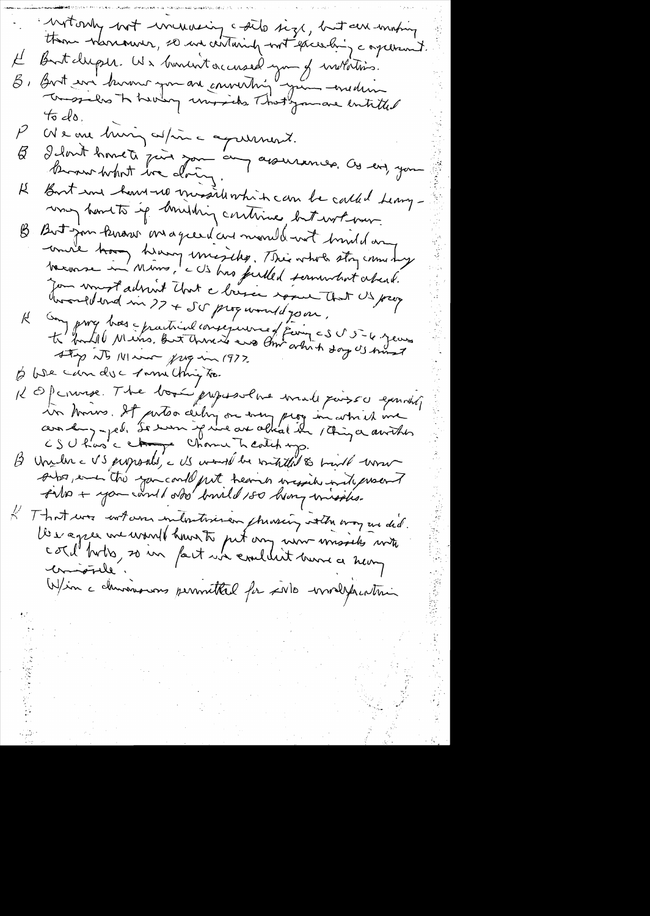notorily not increasing the silo size, but are making them narrower, so we certainly not exceeding the agreement.

K But deeper. We haven't accused you of violations.

B, But we know you are converting your medium missiles to heavy missiles. That you are entitled to do.

P We are living w/in the agreement.

B I don't have to give you any assurances. As end, you know what we doing.

K But we have no missile which can be called heavy – may have to if buildup continues but not now.

B But you know we agreed we would not build any more heavy missiles. This whole story coming because in Mins, the US has pulled somewhat ahead. You must admit that the basic issue that US prog would end in 77 + SU prog would go on.

K Any prog has the practical consequence of giving the SU 5-6 years to build Mins. But there's no limit to what day US must stop its Minuteman prog in 1977.

B We can do the same thing too.

K Of course. The basic proposal we made gives equality in Mins. It puts a ceiling on every prog in which we are simply ahead. So even if we are ahead in 1 thing or another the SU has the chance to catch up.

B Under the US proposals, the US would be entitled to build more silos, even tho you could put heavier missiles into present silos + you could also build 150 heavy missiles.

K That was not our intention phrasing the way we did. We agree we would have to put any new missiles into old holes, so in fact we couldn't have a heavy missile.

W/in the dimensions permitted for silo modification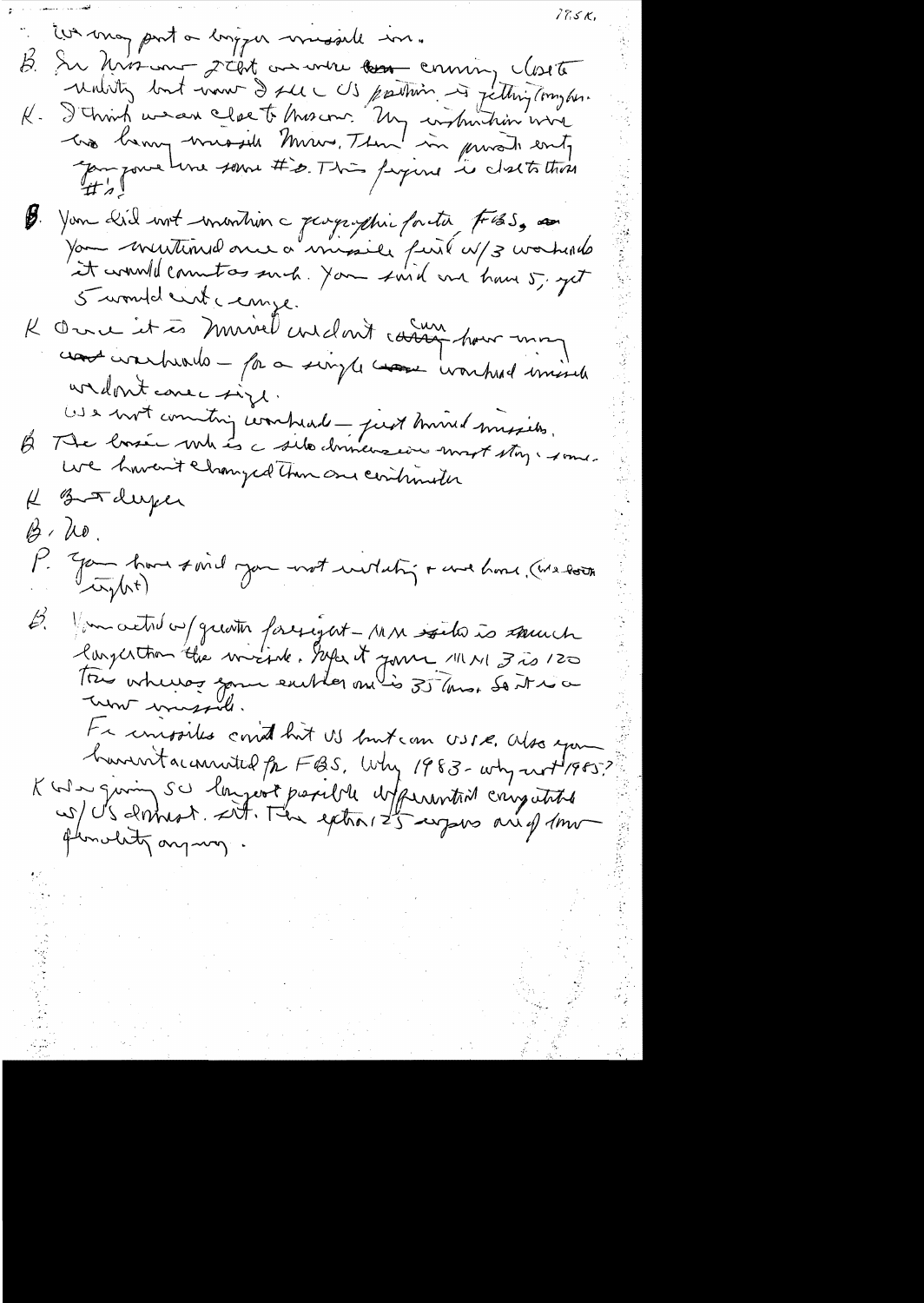: We may put a bigger missile in.

B. In Moscow I felt we were coming close to reality but now I see US position is getting tougher.

K. I think we are close to Moscow. My instruction were we having missile Minu. Then in private you gave some #s. This figure is close to those #'s!

B. You did not mention geographic factor FBS, or You mentioned once a missile fixed w/ 3 warheads it would count as such. You said we have 5, yet 5 would not change.

K Once it is MIRVed we don't care how many warheads – for a single warhead missile we don't care size.

We not counting warhead – just MIRVed missiles.

B The basic issue is silo dimension must stay same. We haven't changed them our contribution

K But deeper

B. No.

P. You have said you not violating & we have. (We both right)

B. You acted w/ greater foresight – MM silo is much larger than the missile. After it your MM 3 is 120 tons whereas your earlier one is 35 tons. So it is a new missile.

FB missiles could hit US but can USSR. Also you haven't accounted for FBS. Why 1983 - why not 1985?

K We giving SU longest possible w/ greatest congruity w/ US domest. sit. The extra 2 1/2 years are of low plausibility anyway.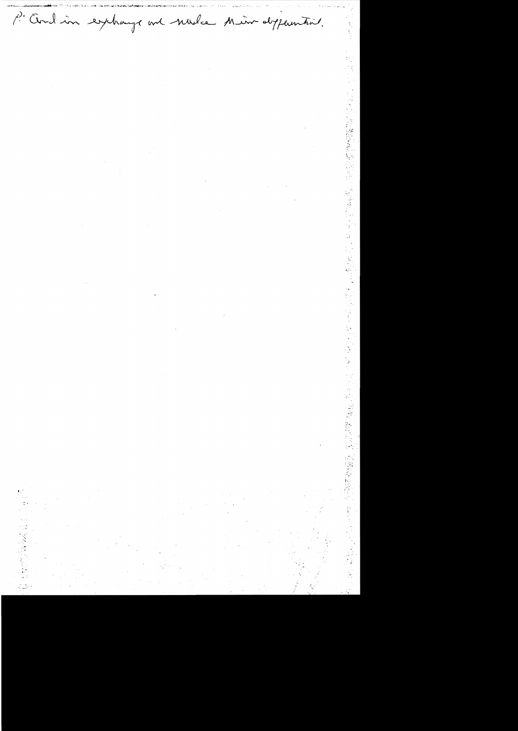P. Cord in exchange not needed then deferential.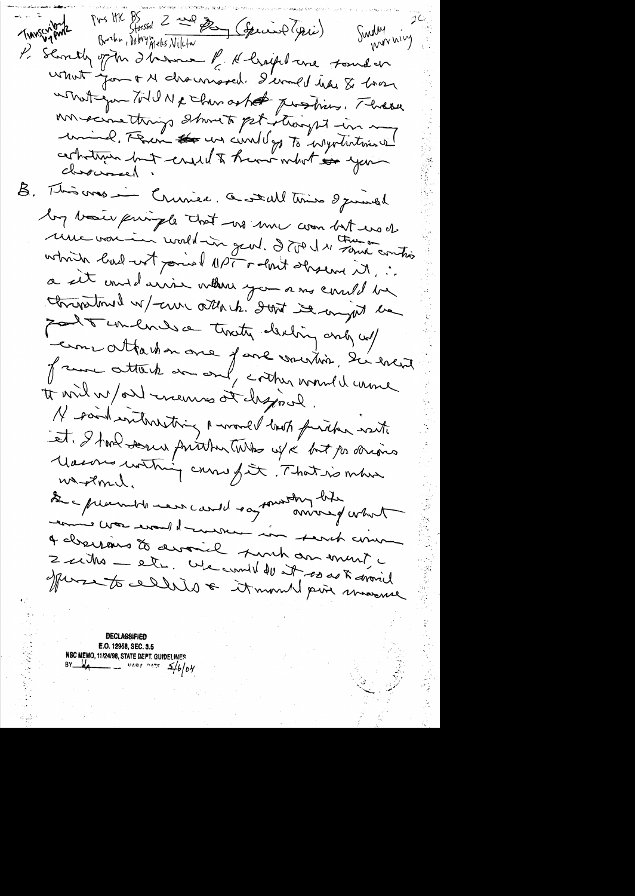Transcribed by PWR    Pres HK BS Stoessel Brezhnev, Dobrynin, Aleks, Viktor    2 ? ? (Special Topic)    Sunday morning    2C

P. Shortly after I became P. K briefed me - found on what you & N discussed. I would like to know what you told N & characterized questions. These are some things I want to get straight in my mind. Then we could go to negotiations/ and whatever but could I know what you discussed.

B. This was in Crimea. As at all times I guided by basic principle that we must avoid but avoid nuclear war in world in general. I told N there are countries which had not joined NPT - don't observe it, ∴ a sit could arise where you or we could be threatened w/ nuc attack. What we could be good to conclude a treaty dealing only w/ nuc attack on one of our countries. In event of nuc attack on one, other would come to aid w/ all means at disposal.

N said interesting & would both further into it. I had several further talks w/K but for various reasons nothing came of it. That is where we stand.

If a permanent one could say something like among what a ? would ? in such circum & decisions to avoid such an event, c 2 sides — etc. We could do it so as to avoid offense to allies & it would give ? one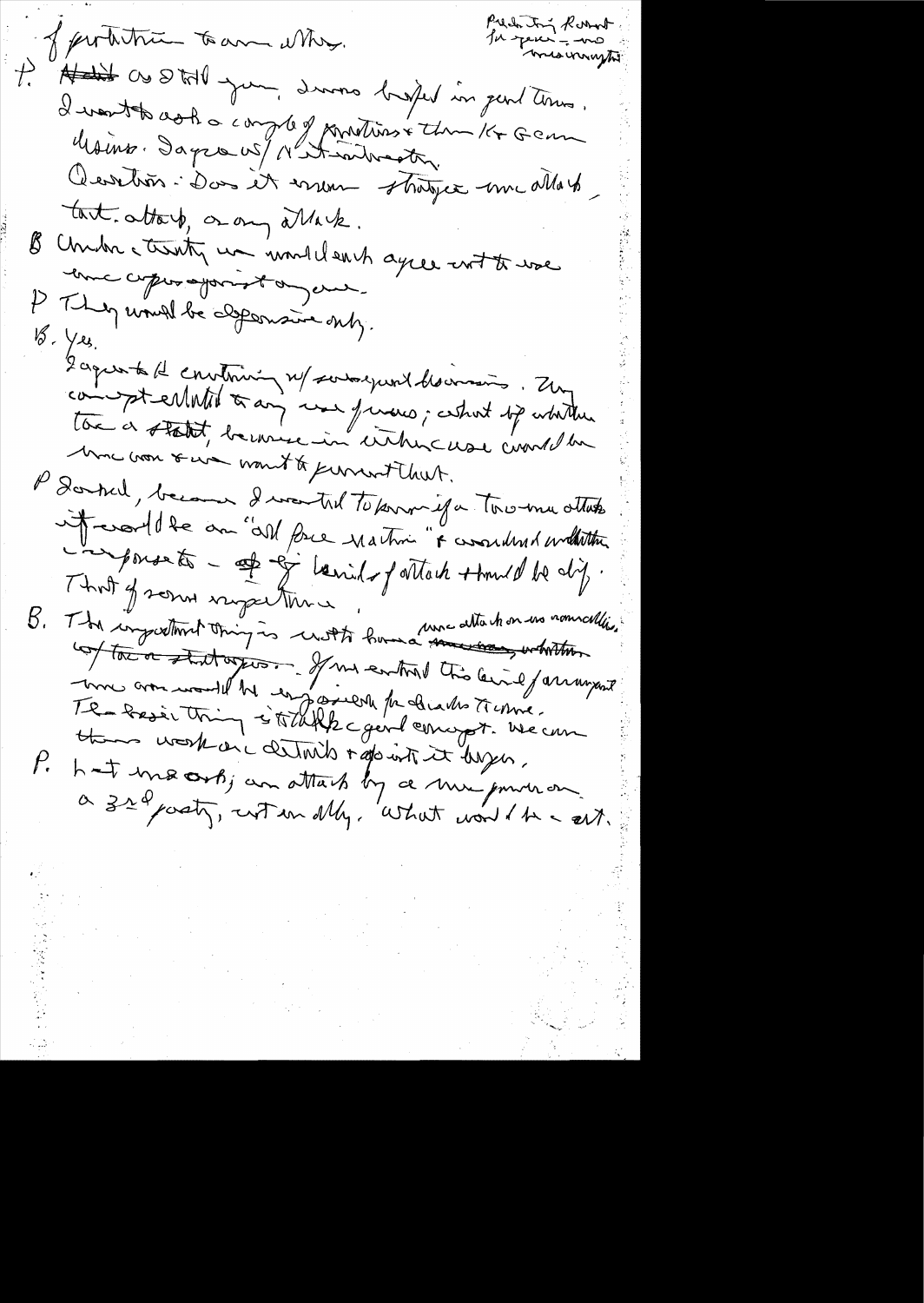of protection to come other.

Predicting Reactions for special – no misconceptions

P. As I told you, dinner helped in good terms. I want to ask a couple of questions & then K & Gen Haines. I agree w/ N. statement. Question: Does it mean strategic nuc attack, tact. attack, or any attack.

B. Under a treaty we would each agree not to use nuc weapons against anyone.

P. They would be defensive only.

B. Yes.

I agree to it continuing w/ subsequent discussions. Any concept related to any use of nucs; what of whether tac or strat, because in either case would be nuc war & we want to prevent that.

P. I asked, because I wanted to know if a tac-nuc attack it would be an "all free nation" & consider whether response to – of – kind of attack should be diff. That of some importance.

B. The important thing is not to have a nuc attack on us or our allies, w/ tac or strategic. If we extend this kind of arrangement, nuc war would be impossible for decades to come. The basic thing is to talk general concept. We can then work on details & appoint it bigger.

P. Let me ask; an attack by a nuc power on a 3rd party, not an ally. What would be our att.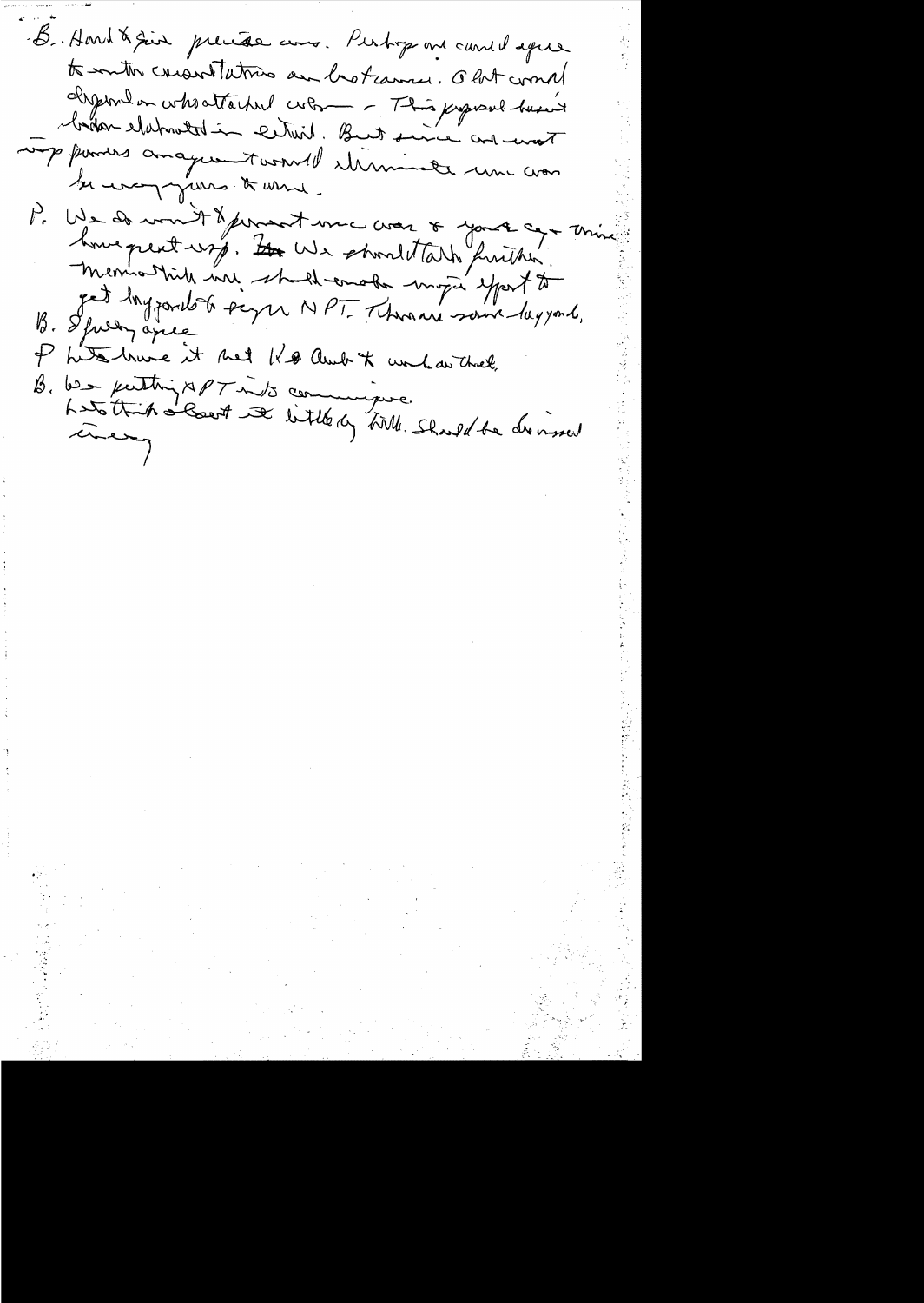B. Hard to give precise answ. Perhaps one could agree to confine consultations on bar tourism. A lot would depend on what attached whom — This proposal hasn't been elaborated in detail. But since cord-west wo powers an agreement would eliminate one arm be very gains to ume.

P. We do want to present one area & your cap mine have great imp. We should talk further.
Meanwhile we should make major effort to get Improvements & sign NPT. There are some laggards.

B. I fully agree

P. Let's have it that K & Amb to work on that.

B. We putting NPT into communique.
Lets think about it little by little. Should be dismissed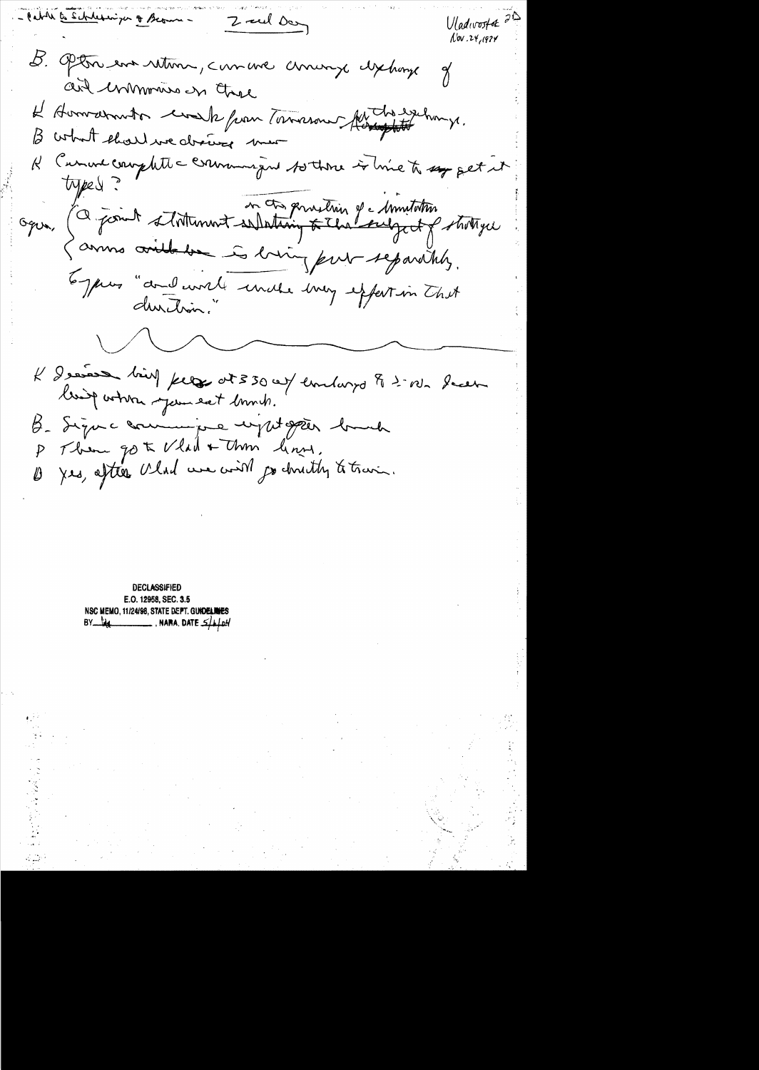- Pablo to Schlesinger & Brown - 2nd Day

Vladivostok 2D
Nov. 24, 1974

B. Upon our return, can we arrange exchange of aide memoires on these

K Kornienko to work from tomorrow on the exchange.

B What shall we do now

K Can we complete communiqué so there is time to say get it typed?

Gromyko (A joint statement on the question of limitation of strategic arms will be issued separately.

Gromyko "and will make every effort in that direction."

K I propose brief press at 3:30 w/ embassy & 2-3 ... leaving when you eat lunch.

B. Sign communiqué right after lunch

P Then go to Vlad & then lunch.

B Yes, after Vlad we will go directly to train.

DECLASSIFIED
E.O. 12958, SEC. 3.5
NSC MEMO, 11/24/98, STATE DEPT. GUIDELINES
BY ___, NARA, DATE 5/4/04